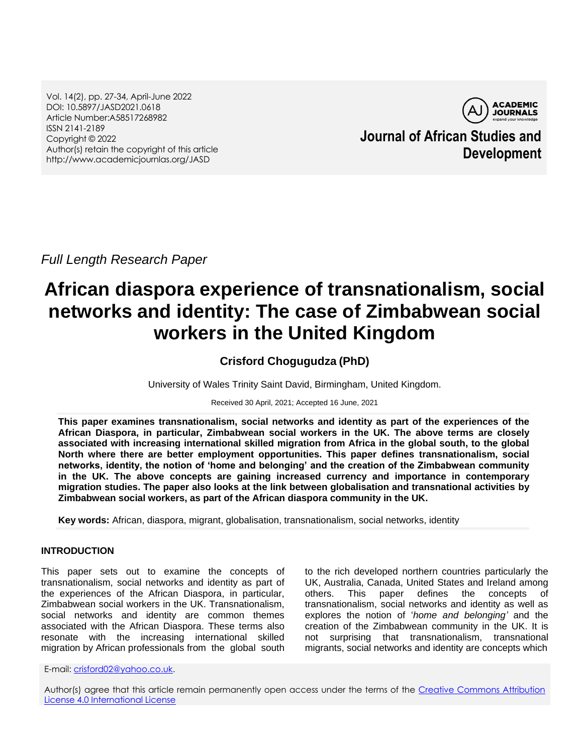Vol. 14(2), pp. 27-34, April-June 2022
DOI: 10.5897/JASD2021.0618
Article Number:A58517268982
ISSN 2141-2189
Copyright © 2022
Author(s) retain the copyright of this article
http://www.academicjournlas.org/JASD

**Journal of African Studies and Development**

*Full Length Research Paper*

# African diaspora experience of transnationalism, social networks and identity: The case of Zimbabwean social workers in the United Kingdom

**Crisford Chogugudza (PhD)**

University of Wales Trinity Saint David, Birmingham, United Kingdom.

Received 30 April, 2021; Accepted 16 June, 2021

**This paper examines transnationalism, social networks and identity as part of the experiences of the African Diaspora, in particular, Zimbabwean social workers in the UK. The above terms are closely associated with increasing international skilled migration from Africa in the global south, to the global North where there are better employment opportunities. This paper defines transnationalism, social networks, identity, the notion of 'home and belonging' and the creation of the Zimbabwean community in the UK. The above concepts are gaining increased currency and importance in contemporary migration studies. The paper also looks at the link between globalisation and transnational activities by Zimbabwean social workers, as part of the African diaspora community in the UK.**

**Key words:** African, diaspora, migrant, globalisation, transnationalism, social networks, identity

## INTRODUCTION

This paper sets out to examine the concepts of transnationalism, social networks and identity as part of the experiences of the African Diaspora, in particular, Zimbabwean social workers in the UK. Transnationalism, social networks and identity are common themes associated with the African Diaspora. These terms also resonate with the increasing international skilled migration by African professionals from the global south to the rich developed northern countries particularly the UK, Australia, Canada, United States and Ireland among others. This paper defines the concepts of transnationalism, social networks and identity as well as explores the notion of '*home and belonging'* and the creation of the Zimbabwean community in the UK. It is not surprising that transnationalism, transnational migrants, social networks and identity are concepts which

E-mail: crisford02@yahoo.co.uk.

Author(s) agree that this article remain permanently open access under the terms of the Creative Commons Attribution License 4.0 International License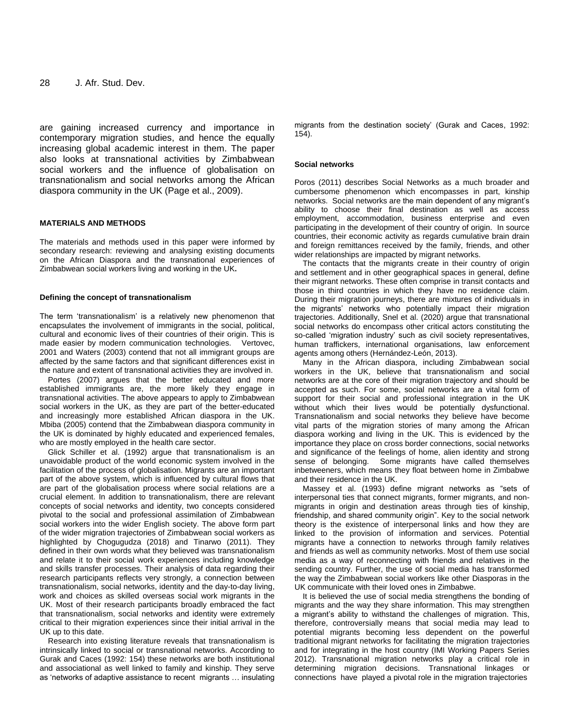are gaining increased currency and importance in contemporary migration studies, and hence the equally increasing global academic interest in them. The paper also looks at transnational activities by Zimbabwean social workers and the influence of globalisation on transnationalism and social networks among the African diaspora community in the UK (Page et al., 2009).

## MATERIALS AND METHODS

The materials and methods used in this paper were informed by secondary research: reviewing and analysing existing documents on the African Diaspora and the transnational experiences of Zimbabwean social workers living and working in the UK**.**

### Defining the concept of transnationalism

The term 'transnationalism' is a relatively new phenomenon that encapsulates the involvement of immigrants in the social, political, cultural and economic lives of their countries of their origin. This is made easier by modern communication technologies. Vertovec, 2001 and Waters (2003) contend that not all immigrant groups are affected by the same factors and that significant differences exist in the nature and extent of transnational activities they are involved in.

Portes (2007) argues that the better educated and more established immigrants are, the more likely they engage in transnational activities. The above appears to apply to Zimbabwean social workers in the UK, as they are part of the better-educated and increasingly more established African diaspora in the UK. Mbiba (2005) contend that the Zimbabwean diaspora community in the UK is dominated by highly educated and experienced females, who are mostly employed in the health care sector.

Glick Schiller et al. (1992) argue that transnationalism is an unavoidable product of the world economic system involved in the facilitation of the process of globalisation. Migrants are an important part of the above system, which is influenced by cultural flows that are part of the globalisation process where social relations are a crucial element. In addition to transnationalism, there are relevant concepts of social networks and identity, two concepts considered pivotal to the social and professional assimilation of Zimbabwean social workers into the wider English society. The above form part of the wider migration trajectories of Zimbabwean social workers as highlighted by Chogugudza (2018) and Tinarwo (2011). They defined in their own words what they believed was transnationalism and relate it to their social work experiences including knowledge and skills transfer processes. Their analysis of data regarding their research participants reflects very strongly, a connection between transnationalism, social networks, identity and the day-to-day living, work and choices as skilled overseas social work migrants in the UK. Most of their research participants broadly embraced the fact that transnationalism, social networks and identity were extremely critical to their migration experiences since their initial arrival in the UK up to this date.

Research into existing literature reveals that transnationalism is intrinsically linked to social or transnational networks. According to Gurak and Caces (1992: 154) these networks are both institutional and associational as well linked to family and kinship. They serve as 'networks of adaptive assistance to recent migrants … insulating migrants from the destination society' (Gurak and Caces, 1992: 154).

### Social networks

Poros (2011) describes Social Networks as a much broader and cumbersome phenomenon which encompasses in part, kinship networks. Social networks are the main dependent of any migrant's ability to choose their final destination as well as access employment, accommodation, business enterprise and even participating in the development of their country of origin. In source countries, their economic activity as regards cumulative brain drain and foreign remittances received by the family, friends, and other wider relationships are impacted by migrant networks.

The contacts that the migrants create in their country of origin and settlement and in other geographical spaces in general, define their migrant networks. These often comprise in transit contacts and those in third countries in which they have no residence claim. During their migration journeys, there are mixtures of individuals in the migrants' networks who potentially impact their migration trajectories. Additionally, Snel et al. (2020) argue that transnational social networks do encompass other critical actors constituting the so-called 'migration industry' such as civil society representatives, human traffickers, international organisations, law enforcement agents among others (Hernández-León, 2013).

Many in the African diaspora, including Zimbabwean social workers in the UK, believe that transnationalism and social networks are at the core of their migration trajectory and should be accepted as such. For some, social networks are a vital form of support for their social and professional integration in the UK without which their lives would be potentially dysfunctional. Transnationalism and social networks they believe have become vital parts of the migration stories of many among the African diaspora working and living in the UK. This is evidenced by the importance they place on cross border connections, social networks and significance of the feelings of home, alien identity and strong sense of belonging. Some migrants have called themselves inbetweeners, which means they float between home in Zimbabwe and their residence in the UK.

Massey et al. (1993) define migrant networks as "sets of interpersonal ties that connect migrants, former migrants, and non-migrants in origin and destination areas through ties of kinship, friendship, and shared community origin". Key to the social network theory is the existence of interpersonal links and how they are linked to the provision of information and services. Potential migrants have a connection to networks through family relatives and friends as well as community networks. Most of them use social media as a way of reconnecting with friends and relatives in the sending country. Further, the use of social media has transformed the way the Zimbabwean social workers like other Diasporas in the UK communicate with their loved ones in Zimbabwe.

It is believed the use of social media strengthens the bonding of migrants and the way they share information. This may strengthen a migrant's ability to withstand the challenges of migration. This, therefore, controversially means that social media may lead to potential migrants becoming less dependent on the powerful traditional migrant networks for facilitating the migration trajectories and for integrating in the host country (IMI Working Papers Series 2012). Transnational migration networks play a critical role in determining migration decisions. Transnational linkages or connections have played a pivotal role in the migration trajectories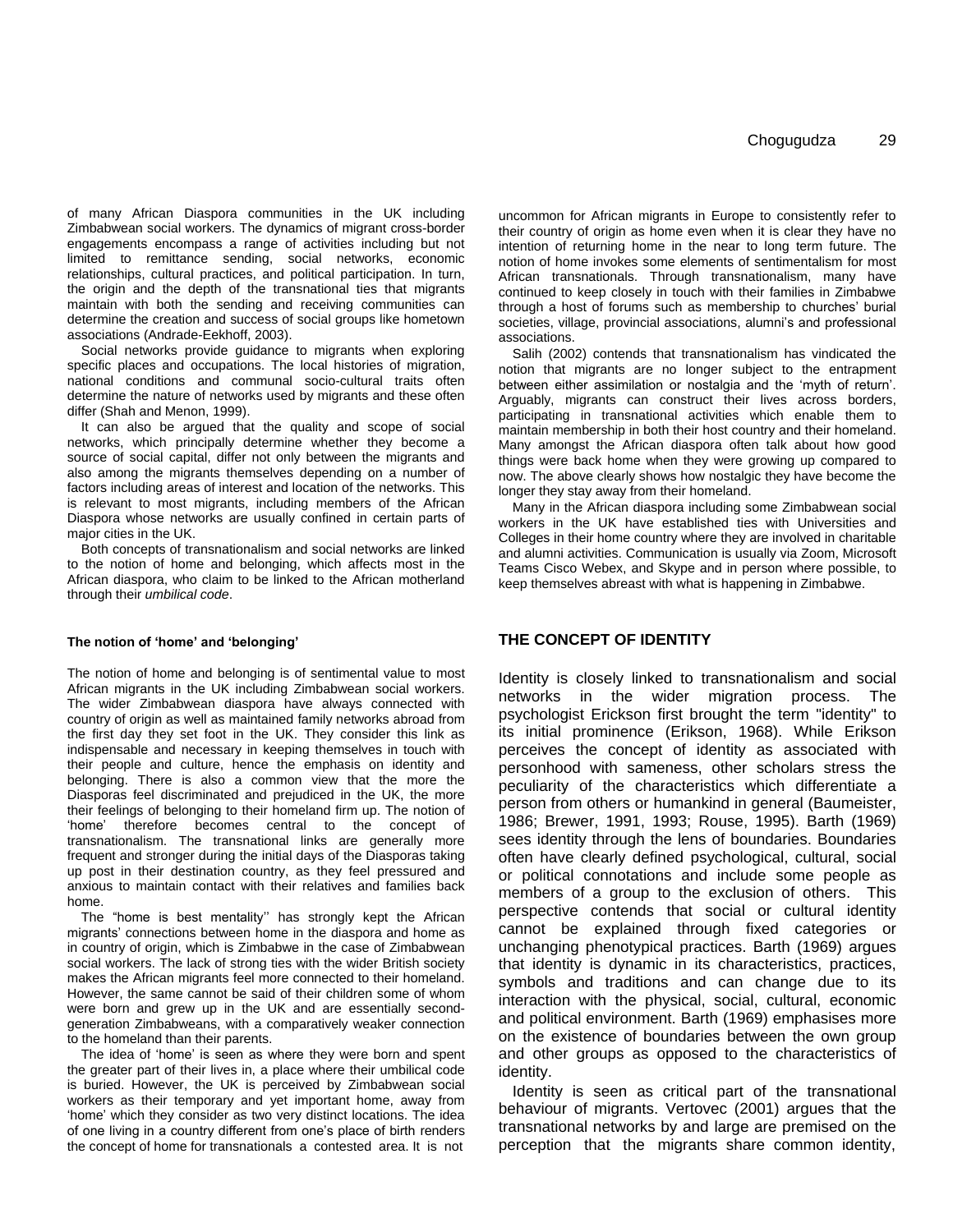of many African Diaspora communities in the UK including Zimbabwean social workers. The dynamics of migrant cross-border engagements encompass a range of activities including but not limited to remittance sending, social networks, economic relationships, cultural practices, and political participation. In turn, the origin and the depth of the transnational ties that migrants maintain with both the sending and receiving communities can determine the creation and success of social groups like hometown associations (Andrade-Eekhoff, 2003).

Social networks provide guidance to migrants when exploring specific places and occupations. The local histories of migration, national conditions and communal socio-cultural traits often determine the nature of networks used by migrants and these often differ (Shah and Menon, 1999).

It can also be argued that the quality and scope of social networks, which principally determine whether they become a source of social capital, differ not only between the migrants and also among the migrants themselves depending on a number of factors including areas of interest and location of the networks. This is relevant to most migrants, including members of the African Diaspora whose networks are usually confined in certain parts of major cities in the UK.

Both concepts of transnationalism and social networks are linked to the notion of home and belonging, which affects most in the African diaspora, who claim to be linked to the African motherland through their *umbilical code*.

### The notion of 'home' and 'belonging'

The notion of home and belonging is of sentimental value to most African migrants in the UK including Zimbabwean social workers. The wider Zimbabwean diaspora have always connected with country of origin as well as maintained family networks abroad from the first day they set foot in the UK. They consider this link as indispensable and necessary in keeping themselves in touch with their people and culture, hence the emphasis on identity and belonging. There is also a common view that the more the Diasporas feel discriminated and prejudiced in the UK, the more their feelings of belonging to their homeland firm up. The notion of 'home' therefore becomes central to the concept of transnationalism. The transnational links are generally more frequent and stronger during the initial days of the Diasporas taking up post in their destination country, as they feel pressured and anxious to maintain contact with their relatives and families back home.

The "home is best mentality'' has strongly kept the African migrants' connections between home in the diaspora and home as in country of origin, which is Zimbabwe in the case of Zimbabwean social workers. The lack of strong ties with the wider British society makes the African migrants feel more connected to their homeland. However, the same cannot be said of their children some of whom were born and grew up in the UK and are essentially second-generation Zimbabweans, with a comparatively weaker connection to the homeland than their parents.

The idea of 'home' is seen as where they were born and spent the greater part of their lives in, a place where their umbilical code is buried. However, the UK is perceived by Zimbabwean social workers as their temporary and yet important home, away from 'home' which they consider as two very distinct locations. The idea of one living in a country different from one's place of birth renders the concept of home for transnationals a contested area. It is not uncommon for African migrants in Europe to consistently refer to their country of origin as home even when it is clear they have no intention of returning home in the near to long term future. The notion of home invokes some elements of sentimentalism for most African transnationals. Through transnationalism, many have continued to keep closely in touch with their families in Zimbabwe through a host of forums such as membership to churches' burial societies, village, provincial associations, alumni's and professional associations.

Salih (2002) contends that transnationalism has vindicated the notion that migrants are no longer subject to the entrapment between either assimilation or nostalgia and the 'myth of return'. Arguably, migrants can construct their lives across borders, participating in transnational activities which enable them to maintain membership in both their host country and their homeland. Many amongst the African diaspora often talk about how good things were back home when they were growing up compared to now. The above clearly shows how nostalgic they have become the longer they stay away from their homeland.

Many in the African diaspora including some Zimbabwean social workers in the UK have established ties with Universities and Colleges in their home country where they are involved in charitable and alumni activities. Communication is usually via Zoom, Microsoft Teams Cisco Webex, and Skype and in person where possible, to keep themselves abreast with what is happening in Zimbabwe.

## THE CONCEPT OF IDENTITY

Identity is closely linked to transnationalism and social networks in the wider migration process. The psychologist Erickson first brought the term "identity" to its initial prominence (Erikson, 1968). While Erikson perceives the concept of identity as associated with personhood with sameness, other scholars stress the peculiarity of the characteristics which differentiate a person from others or humankind in general (Baumeister, 1986; Brewer, 1991, 1993; Rouse, 1995). Barth (1969) sees identity through the lens of boundaries. Boundaries often have clearly defined psychological, cultural, social or political connotations and include some people as members of a group to the exclusion of others. This perspective contends that social or cultural identity cannot be explained through fixed categories or unchanging phenotypical practices. Barth (1969) argues that identity is dynamic in its characteristics, practices, symbols and traditions and can change due to its interaction with the physical, social, cultural, economic and political environment. Barth (1969) emphasises more on the existence of boundaries between the own group and other groups as opposed to the characteristics of identity.

Identity is seen as critical part of the transnational behaviour of migrants. Vertovec (2001) argues that the transnational networks by and large are premised on the perception that the migrants share common identity,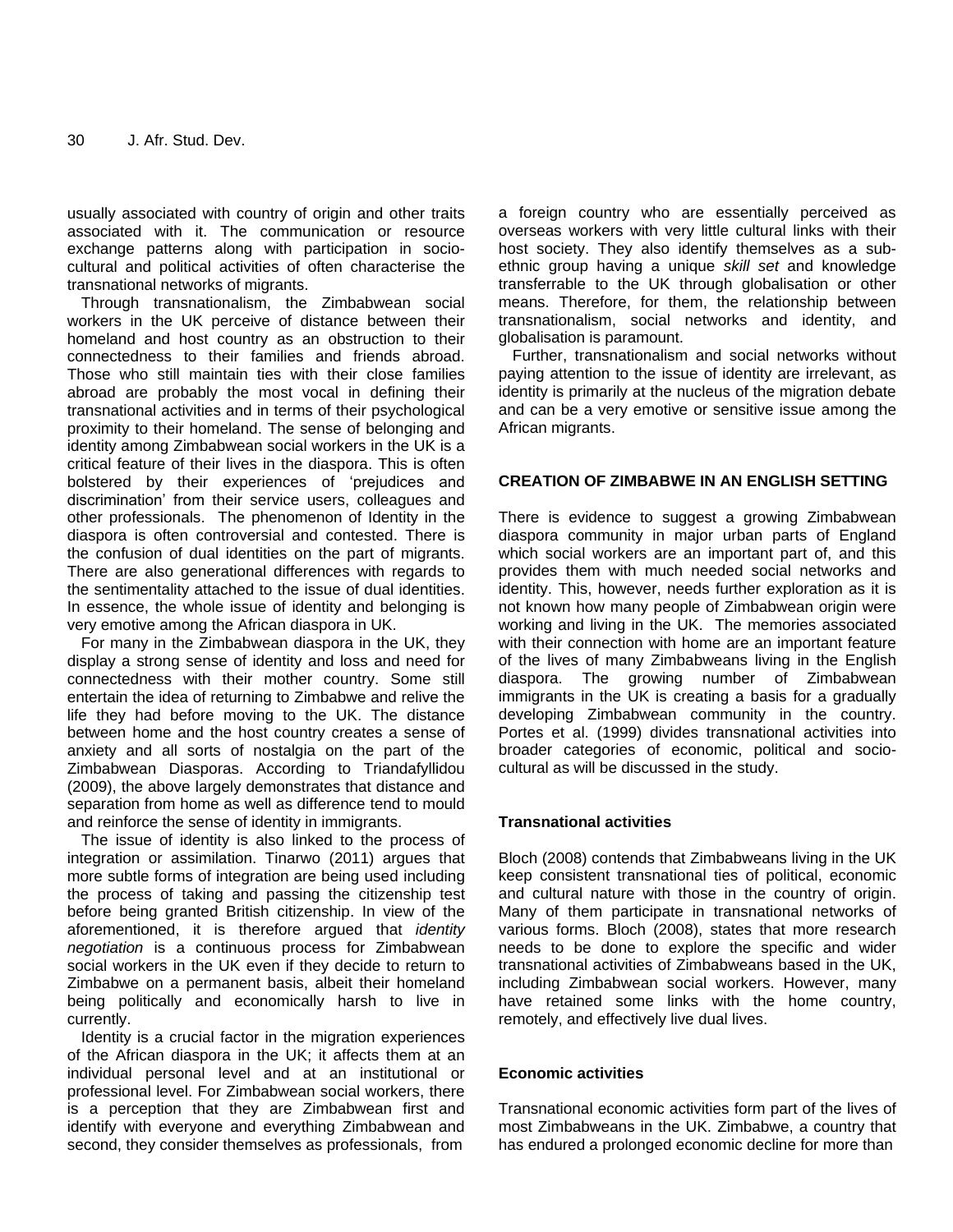usually associated with country of origin and other traits associated with it. The communication or resource exchange patterns along with participation in socio-cultural and political activities of often characterise the transnational networks of migrants.

Through transnationalism, the Zimbabwean social workers in the UK perceive of distance between their homeland and host country as an obstruction to their connectedness to their families and friends abroad. Those who still maintain ties with their close families abroad are probably the most vocal in defining their transnational activities and in terms of their psychological proximity to their homeland. The sense of belonging and identity among Zimbabwean social workers in the UK is a critical feature of their lives in the diaspora. This is often bolstered by their experiences of 'prejudices and discrimination' from their service users, colleagues and other professionals. The phenomenon of Identity in the diaspora is often controversial and contested. There is the confusion of dual identities on the part of migrants. There are also generational differences with regards to the sentimentality attached to the issue of dual identities. In essence, the whole issue of identity and belonging is very emotive among the African diaspora in UK.

For many in the Zimbabwean diaspora in the UK, they display a strong sense of identity and loss and need for connectedness with their mother country. Some still entertain the idea of returning to Zimbabwe and relive the life they had before moving to the UK. The distance between home and the host country creates a sense of anxiety and all sorts of nostalgia on the part of the Zimbabwean Diasporas. According to Triandafyllidou (2009), the above largely demonstrates that distance and separation from home as well as difference tend to mould and reinforce the sense of identity in immigrants.

The issue of identity is also linked to the process of integration or assimilation. Tinarwo (2011) argues that more subtle forms of integration are being used including the process of taking and passing the citizenship test before being granted British citizenship. In view of the aforementioned, it is therefore argued that *identity negotiation* is a continuous process for Zimbabwean social workers in the UK even if they decide to return to Zimbabwe on a permanent basis, albeit their homeland being politically and economically harsh to live in currently.

Identity is a crucial factor in the migration experiences of the African diaspora in the UK; it affects them at an individual personal level and at an institutional or professional level. For Zimbabwean social workers, there is a perception that they are Zimbabwean first and identify with everyone and everything Zimbabwean and second, they consider themselves as professionals, from a foreign country who are essentially perceived as overseas workers with very little cultural links with their host society. They also identify themselves as a sub-ethnic group having a unique *skill set* and knowledge transferrable to the UK through globalisation or other means. Therefore, for them, the relationship between transnationalism, social networks and identity, and globalisation is paramount.

Further, transnationalism and social networks without paying attention to the issue of identity are irrelevant, as identity is primarily at the nucleus of the migration debate and can be a very emotive or sensitive issue among the African migrants.

## CREATION OF ZIMBABWE IN AN ENGLISH SETTING

There is evidence to suggest a growing Zimbabwean diaspora community in major urban parts of England which social workers are an important part of, and this provides them with much needed social networks and identity. This, however, needs further exploration as it is not known how many people of Zimbabwean origin were working and living in the UK. The memories associated with their connection with home are an important feature of the lives of many Zimbabweans living in the English diaspora. The growing number of Zimbabwean immigrants in the UK is creating a basis for a gradually developing Zimbabwean community in the country. Portes et al. (1999) divides transnational activities into broader categories of economic, political and socio-cultural as will be discussed in the study.

### Transnational activities

Bloch (2008) contends that Zimbabweans living in the UK keep consistent transnational ties of political, economic and cultural nature with those in the country of origin. Many of them participate in transnational networks of various forms. Bloch (2008), states that more research needs to be done to explore the specific and wider transnational activities of Zimbabweans based in the UK, including Zimbabwean social workers. However, many have retained some links with the home country, remotely, and effectively live dual lives.

### Economic activities

Transnational economic activities form part of the lives of most Zimbabweans in the UK. Zimbabwe, a country that has endured a prolonged economic decline for more than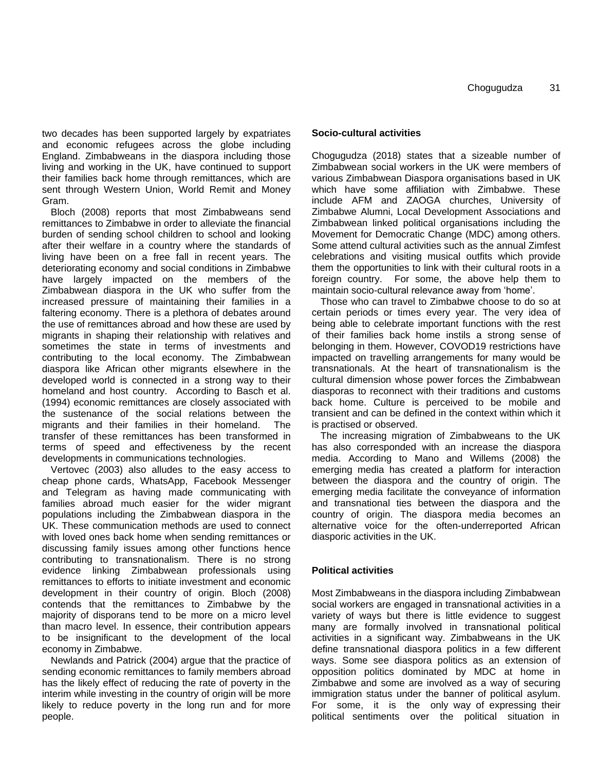two decades has been supported largely by expatriates and economic refugees across the globe including England. Zimbabweans in the diaspora including those living and working in the UK, have continued to support their families back home through remittances, which are sent through Western Union, World Remit and Money Gram.

Bloch (2008) reports that most Zimbabweans send remittances to Zimbabwe in order to alleviate the financial burden of sending school children to school and looking after their welfare in a country where the standards of living have been on a free fall in recent years. The deteriorating economy and social conditions in Zimbabwe have largely impacted on the members of the Zimbabwean diaspora in the UK who suffer from the increased pressure of maintaining their families in a faltering economy. There is a plethora of debates around the use of remittances abroad and how these are used by migrants in shaping their relationship with relatives and sometimes the state in terms of investments and contributing to the local economy. The Zimbabwean diaspora like African other migrants elsewhere in the developed world is connected in a strong way to their homeland and host country. According to Basch et al. (1994) economic remittances are closely associated with the sustenance of the social relations between the migrants and their families in their homeland. The transfer of these remittances has been transformed in terms of speed and effectiveness by the recent developments in communications technologies.

Vertovec (2003) also alludes to the easy access to cheap phone cards, WhatsApp, Facebook Messenger and Telegram as having made communicating with families abroad much easier for the wider migrant populations including the Zimbabwean diaspora in the UK. These communication methods are used to connect with loved ones back home when sending remittances or discussing family issues among other functions hence contributing to transnationalism. There is no strong evidence linking Zimbabwean professionals using remittances to efforts to initiate investment and economic development in their country of origin. Bloch (2008) contends that the remittances to Zimbabwe by the majority of disporans tend to be more on a micro level than macro level. In essence, their contribution appears to be insignificant to the development of the local economy in Zimbabwe.

Newlands and Patrick (2004) argue that the practice of sending economic remittances to family members abroad has the likely effect of reducing the rate of poverty in the interim while investing in the country of origin will be more likely to reduce poverty in the long run and for more people.

**Socio-cultural activities**

Chogugudza (2018) states that a sizeable number of Zimbabwean social workers in the UK were members of various Zimbabwean Diaspora organisations based in UK which have some affiliation with Zimbabwe. These include AFM and ZAOGA churches, University of Zimbabwe Alumni, Local Development Associations and Zimbabwean linked political organisations including the Movement for Democratic Change (MDC) among others. Some attend cultural activities such as the annual Zimfest celebrations and visiting musical outfits which provide them the opportunities to link with their cultural roots in a foreign country. For some, the above help them to maintain socio-cultural relevance away from 'home'.

Those who can travel to Zimbabwe choose to do so at certain periods or times every year. The very idea of being able to celebrate important functions with the rest of their families back home instils a strong sense of belonging in them. However, COVOD19 restrictions have impacted on travelling arrangements for many would be transnationals. At the heart of transnationalism is the cultural dimension whose power forces the Zimbabwean diasporas to reconnect with their traditions and customs back home. Culture is perceived to be mobile and transient and can be defined in the context within which it is practised or observed.

The increasing migration of Zimbabweans to the UK has also corresponded with an increase the diaspora media. According to Mano and Willems (2008) the emerging media has created a platform for interaction between the diaspora and the country of origin. The emerging media facilitate the conveyance of information and transnational ties between the diaspora and the country of origin. The diaspora media becomes an alternative voice for the often-underreported African diasporic activities in the UK.

**Political activities**

Most Zimbabweans in the diaspora including Zimbabwean social workers are engaged in transnational activities in a variety of ways but there is little evidence to suggest many are formally involved in transnational political activities in a significant way. Zimbabweans in the UK define transnational diaspora politics in a few different ways. Some see diaspora politics as an extension of opposition politics dominated by MDC at home in Zimbabwe and some are involved as a way of securing immigration status under the banner of political asylum. For some, it is the only way of expressing their political sentiments over the political situation in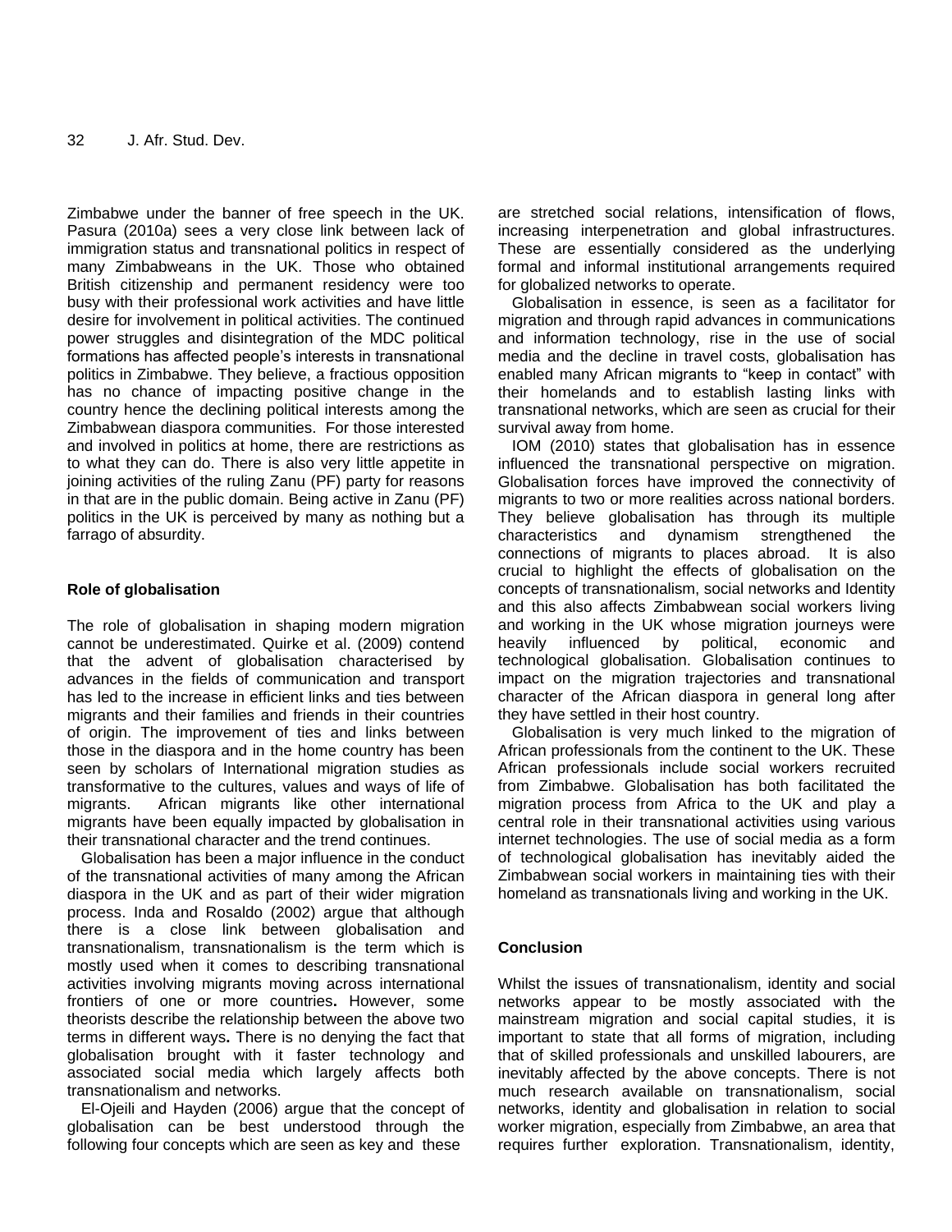Zimbabwe under the banner of free speech in the UK. Pasura (2010a) sees a very close link between lack of immigration status and transnational politics in respect of many Zimbabweans in the UK. Those who obtained British citizenship and permanent residency were too busy with their professional work activities and have little desire for involvement in political activities. The continued power struggles and disintegration of the MDC political formations has affected people's interests in transnational politics in Zimbabwe. They believe, a fractious opposition has no chance of impacting positive change in the country hence the declining political interests among the Zimbabwean diaspora communities. For those interested and involved in politics at home, there are restrictions as to what they can do. There is also very little appetite in joining activities of the ruling Zanu (PF) party for reasons in that are in the public domain. Being active in Zanu (PF) politics in the UK is perceived by many as nothing but a farrago of absurdity.

## Role of globalisation

The role of globalisation in shaping modern migration cannot be underestimated. Quirke et al. (2009) contend that the advent of globalisation characterised by advances in the fields of communication and transport has led to the increase in efficient links and ties between migrants and their families and friends in their countries of origin. The improvement of ties and links between those in the diaspora and in the home country has been seen by scholars of International migration studies as transformative to the cultures, values and ways of life of migrants. African migrants like other international migrants have been equally impacted by globalisation in their transnational character and the trend continues.

Globalisation has been a major influence in the conduct of the transnational activities of many among the African diaspora in the UK and as part of their wider migration process. Inda and Rosaldo (2002) argue that although there is a close link between globalisation and transnationalism, transnationalism is the term which is mostly used when it comes to describing transnational activities involving migrants moving across international frontiers of one or more countries**.** However, some theorists describe the relationship between the above two terms in different ways**.** There is no denying the fact that globalisation brought with it faster technology and associated social media which largely affects both transnationalism and networks.

El-Ojeili and Hayden (2006) argue that the concept of globalisation can be best understood through the following four concepts which are seen as key and these are stretched social relations, intensification of flows, increasing interpenetration and global infrastructures. These are essentially considered as the underlying formal and informal institutional arrangements required for globalized networks to operate.

Globalisation in essence, is seen as a facilitator for migration and through rapid advances in communications and information technology, rise in the use of social media and the decline in travel costs, globalisation has enabled many African migrants to "keep in contact" with their homelands and to establish lasting links with transnational networks, which are seen as crucial for their survival away from home.

IOM (2010) states that globalisation has in essence influenced the transnational perspective on migration. Globalisation forces have improved the connectivity of migrants to two or more realities across national borders. They believe globalisation has through its multiple characteristics and dynamism strengthened the connections of migrants to places abroad. It is also crucial to highlight the effects of globalisation on the concepts of transnationalism, social networks and Identity and this also affects Zimbabwean social workers living and working in the UK whose migration journeys were heavily influenced by political, economic and technological globalisation. Globalisation continues to impact on the migration trajectories and transnational character of the African diaspora in general long after they have settled in their host country.

Globalisation is very much linked to the migration of African professionals from the continent to the UK. These African professionals include social workers recruited from Zimbabwe. Globalisation has both facilitated the migration process from Africa to the UK and play a central role in their transnational activities using various internet technologies. The use of social media as a form of technological globalisation has inevitably aided the Zimbabwean social workers in maintaining ties with their homeland as transnationals living and working in the UK.

## Conclusion

Whilst the issues of transnationalism, identity and social networks appear to be mostly associated with the mainstream migration and social capital studies, it is important to state that all forms of migration, including that of skilled professionals and unskilled labourers, are inevitably affected by the above concepts. There is not much research available on transnationalism, social networks, identity and globalisation in relation to social worker migration, especially from Zimbabwe, an area that requires further exploration. Transnationalism, identity,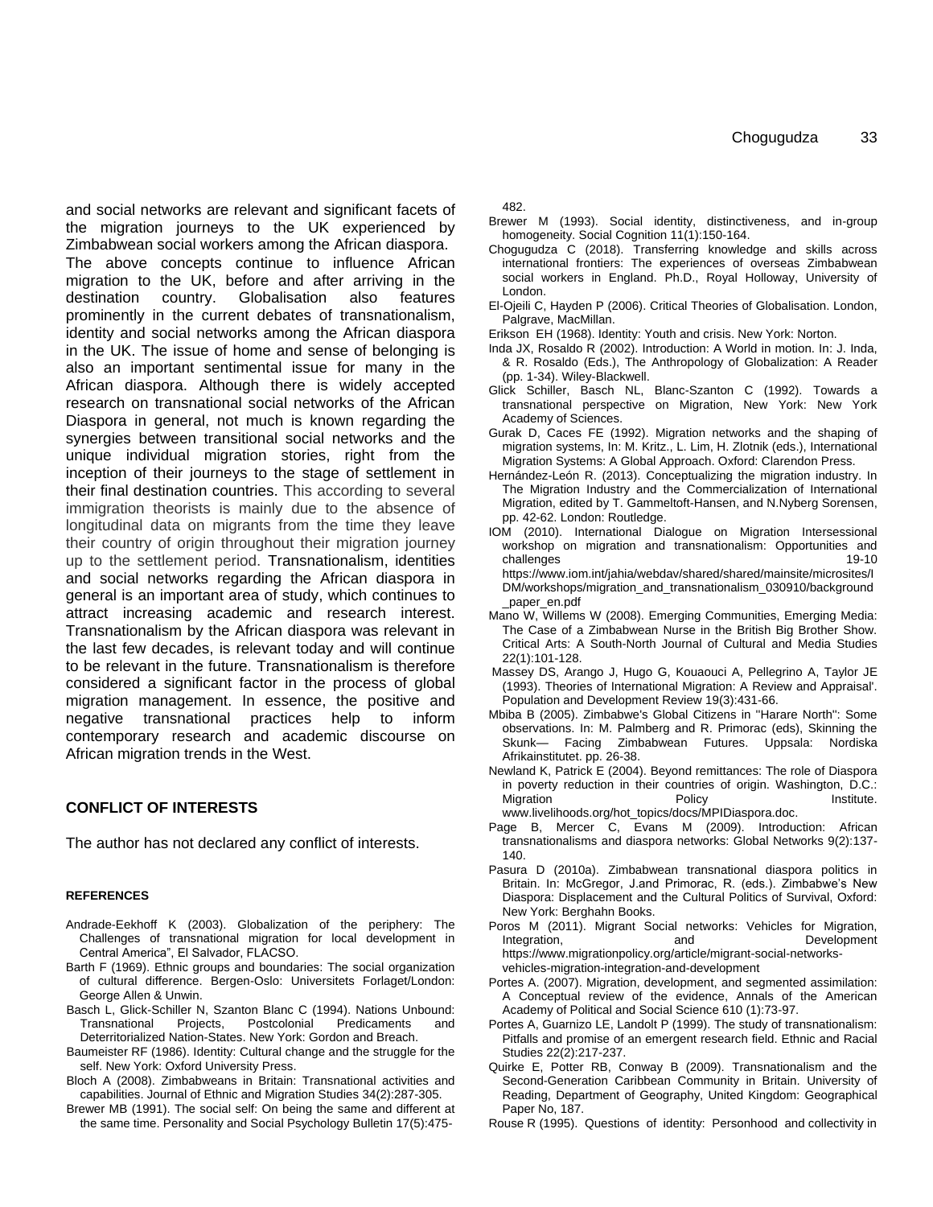and social networks are relevant and significant facets of the migration journeys to the UK experienced by Zimbabwean social workers among the African diaspora.

The above concepts continue to influence African migration to the UK, before and after arriving in the destination country. Globalisation also features prominently in the current debates of transnationalism, identity and social networks among the African diaspora in the UK. The issue of home and sense of belonging is also an important sentimental issue for many in the African diaspora. Although there is widely accepted research on transnational social networks of the African Diaspora in general, not much is known regarding the synergies between transitional social networks and the unique individual migration stories, right from the inception of their journeys to the stage of settlement in their final destination countries. This according to several immigration theorists is mainly due to the absence of longitudinal data on migrants from the time they leave their country of origin throughout their migration journey up to the settlement period. Transnationalism, identities and social networks regarding the African diaspora in general is an important area of study, which continues to attract increasing academic and research interest. Transnationalism by the African diaspora was relevant in the last few decades, is relevant today and will continue to be relevant in the future. Transnationalism is therefore considered a significant factor in the process of global migration management. In essence, the positive and negative transnational practices help to inform contemporary research and academic discourse on African migration trends in the West.

## CONFLICT OF INTERESTS

The author has not declared any conflict of interests.

## REFERENCES

Andrade-Eekhoff K (2003). Globalization of the periphery: The Challenges of transnational migration for local development in Central America", El Salvador, FLACSO.

Barth F (1969). Ethnic groups and boundaries: The social organization of cultural difference. Bergen-Oslo: Universitets Forlaget/London: George Allen & Unwin.

Basch L, Glick-Schiller N, Szanton Blanc C (1994). Nations Unbound: Transnational Projects, Postcolonial Predicaments and Deterritorialized Nation-States. New York: Gordon and Breach.

Baumeister RF (1986). Identity: Cultural change and the struggle for the self. New York: Oxford University Press.

Bloch A (2008). Zimbabweans in Britain: Transnational activities and capabilities. Journal of Ethnic and Migration Studies 34(2):287-305.

Brewer MB (1991). The social self: On being the same and different at the same time. Personality and Social Psychology Bulletin 17(5):475-482.

Brewer M (1993). Social identity, distinctiveness, and in-group homogeneity. Social Cognition 11(1):150-164.

Chogugudza C (2018). Transferring knowledge and skills across international frontiers: The experiences of overseas Zimbabwean social workers in England. Ph.D., Royal Holloway, University of London.

El-Ojeili C, Hayden P (2006). Critical Theories of Globalisation. London, Palgrave, MacMillan.

Erikson EH (1968). Identity: Youth and crisis. New York: Norton.

Inda JX, Rosaldo R (2002). Introduction: A World in motion. In: J. Inda, & R. Rosaldo (Eds.), The Anthropology of Globalization: A Reader (pp. 1-34). Wiley-Blackwell.

Glick Schiller, Basch NL, Blanc-Szanton C (1992). Towards a transnational perspective on Migration, New York: New York Academy of Sciences.

Gurak D, Caces FE (1992). Migration networks and the shaping of migration systems, In: M. Kritz., L. Lim, H. Zlotnik (eds.), International Migration Systems: A Global Approach. Oxford: Clarendon Press.

Hernández-León R. (2013). Conceptualizing the migration industry. In The Migration Industry and the Commercialization of International Migration, edited by T. Gammeltoft-Hansen, and N.Nyberg Sorensen, pp. 42-62. London: Routledge.

IOM (2010). International Dialogue on Migration Intersessional workshop on migration and transnationalism: Opportunities and challenges 19-10 https://www.iom.int/jahia/webdav/shared/shared/mainsite/microsites/IDM/workshops/migration_and_transnationalism_030910/background_paper_en.pdf

Mano W, Willems W (2008). Emerging Communities, Emerging Media: The Case of a Zimbabwean Nurse in the British Big Brother Show. Critical Arts: A South-North Journal of Cultural and Media Studies 22(1):101-128.

Massey DS, Arango J, Hugo G, Kouaouci A, Pellegrino A, Taylor JE (1993). Theories of International Migration: A Review and Appraisal'. Population and Development Review 19(3):431-66.

Mbiba B (2005). Zimbabwe's Global Citizens in "Harare North": Some observations. In: M. Palmberg and R. Primorac (eds), Skinning the Skunk— Facing Zimbabwean Futures. Uppsala: Nordiska Afrikainstitutet. pp. 26-38.

Newland K, Patrick E (2004). Beyond remittances: The role of Diaspora in poverty reduction in their countries of origin. Washington, D.C.: Migration Policy Institute. www.livelihoods.org/hot_topics/docs/MPIDiaspora.doc.

Page B, Mercer C, Evans M (2009). Introduction: African transnationalisms and diaspora networks: Global Networks 9(2):137-140.

Pasura D (2010a). Zimbabwean transnational diaspora politics in Britain. In: McGregor, J.and Primorac, R. (eds.). Zimbabwe's New Diaspora: Displacement and the Cultural Politics of Survival, Oxford: New York: Berghahn Books.

Poros M (2011). Migrant Social networks: Vehicles for Migration, Integration, and Development https://www.migrationpolicy.org/article/migrant-social-networks-vehicles-migration-integration-and-development

Portes A. (2007). Migration, development, and segmented assimilation: A Conceptual review of the evidence, Annals of the American Academy of Political and Social Science 610 (1):73-97.

Portes A, Guarnizo LE, Landolt P (1999). The study of transnationalism: Pitfalls and promise of an emergent research field. Ethnic and Racial Studies 22(2):217-237.

Quirke E, Potter RB, Conway B (2009). Transnationalism and the Second-Generation Caribbean Community in Britain. University of Reading, Department of Geography, United Kingdom: Geographical Paper No, 187.

Rouse R (1995). Questions of identity: Personhood and collectivity in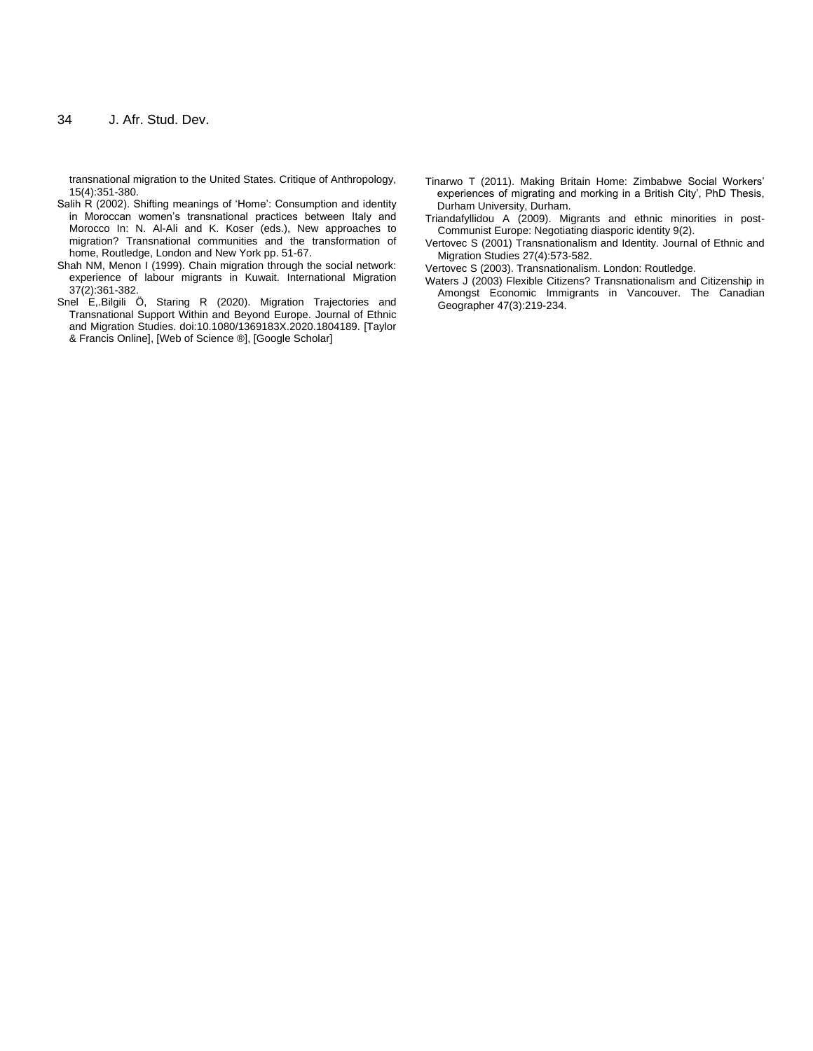transnational migration to the United States. Critique of Anthropology, 15(4):351-380.

Salih R (2002). Shifting meanings of 'Home': Consumption and identity in Moroccan women's transnational practices between Italy and Morocco In: N. Al-Ali and K. Koser (eds.), New approaches to migration? Transnational communities and the transformation of home, Routledge, London and New York pp. 51-67.

Shah NM, Menon I (1999). Chain migration through the social network: experience of labour migrants in Kuwait. International Migration 37(2):361-382.

Snel E,.Bilgili Ö, Staring R (2020). Migration Trajectories and Transnational Support Within and Beyond Europe. Journal of Ethnic and Migration Studies. doi:10.1080/1369183X.2020.1804189. [Taylor & Francis Online], [Web of Science ®], [Google Scholar]

Tinarwo T (2011). Making Britain Home: Zimbabwe Social Workers' experiences of migrating and morking in a British City', PhD Thesis, Durham University, Durham.

Triandafyllidou A (2009). Migrants and ethnic minorities in post-Communist Europe: Negotiating diasporic identity 9(2).

Vertovec S (2001) Transnationalism and Identity. Journal of Ethnic and Migration Studies 27(4):573-582.

Vertovec S (2003). Transnationalism. London: Routledge.

Waters J (2003) Flexible Citizens? Transnationalism and Citizenship in Amongst Economic Immigrants in Vancouver. The Canadian Geographer 47(3):219-234.